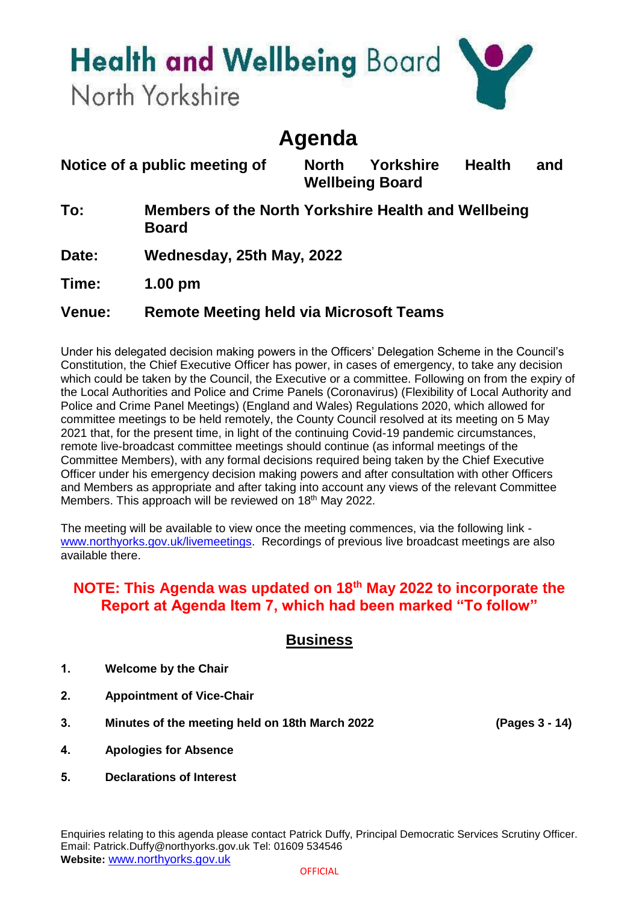# Health and Wellbeing Board
North Yorkshire

# Agenda

**Notice of a public meeting of** **North Yorkshire Health and Wellbeing Board**

**To:** **Members of the North Yorkshire Health and Wellbeing Board**

**Date:** **Wednesday, 25th May, 2022**

**Time:** **1.00 pm**

**Venue:** **Remote Meeting held via Microsoft Teams**

Under his delegated decision making powers in the Officers' Delegation Scheme in the Council's Constitution, the Chief Executive Officer has power, in cases of emergency, to take any decision which could be taken by the Council, the Executive or a committee. Following on from the expiry of the Local Authorities and Police and Crime Panels (Coronavirus) (Flexibility of Local Authority and Police and Crime Panel Meetings) (England and Wales) Regulations 2020, which allowed for committee meetings to be held remotely, the County Council resolved at its meeting on 5 May 2021 that, for the present time, in light of the continuing Covid-19 pandemic circumstances, remote live-broadcast committee meetings should continue (as informal meetings of the Committee Members), with any formal decisions required being taken by the Chief Executive Officer under his emergency decision making powers and after consultation with other Officers and Members as appropriate and after taking into account any views of the relevant Committee Members. This approach will be reviewed on 18th May 2022.

The meeting will be available to view once the meeting commences, via the following link - www.northyorks.gov.uk/livemeetings. Recordings of previous live broadcast meetings are also available there.

**NOTE: This Agenda was updated on 18th May 2022 to incorporate the Report at Agenda Item 7, which had been marked "To follow"**

## Business

1. **Welcome by the Chair**
2. **Appointment of Vice-Chair**
3. **Minutes of the meeting held on 18th March 2022** **(Pages 3 - 14)**
4. **Apologies for Absence**
5. **Declarations of Interest**

Enquiries relating to this agenda please contact Patrick Duffy, Principal Democratic Services Scrutiny Officer. Email: Patrick.Duffy@northyorks.gov.uk Tel: 01609 534546
**Website:** www.northyorks.gov.uk

OFFICIAL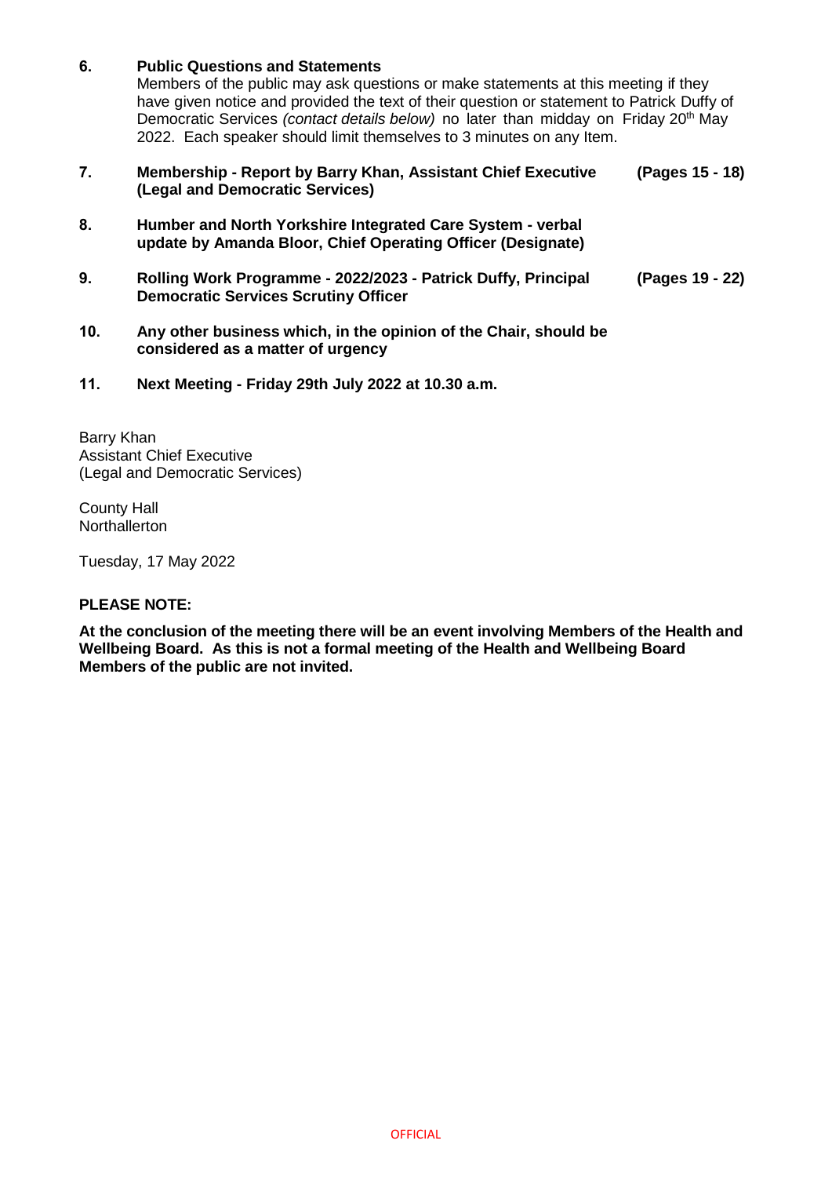**6. Public Questions and Statements**

Members of the public may ask questions or make statements at this meeting if they have given notice and provided the text of their question or statement to Patrick Duffy of Democratic Services *(contact details below)* no later than midday on Friday 20th May 2022. Each speaker should limit themselves to 3 minutes on any Item.

**7. Membership - Report by Barry Khan, Assistant Chief Executive (Legal and Democratic Services)** **(Pages 15 - 18)**

**8. Humber and North Yorkshire Integrated Care System - verbal update by Amanda Bloor, Chief Operating Officer (Designate)**

**9. Rolling Work Programme - 2022/2023 - Patrick Duffy, Principal Democratic Services Scrutiny Officer** **(Pages 19 - 22)**

**10. Any other business which, in the opinion of the Chair, should be considered as a matter of urgency**

**11. Next Meeting - Friday 29th July 2022 at 10.30 a.m.**

Barry Khan
Assistant Chief Executive
(Legal and Democratic Services)

County Hall
Northallerton

Tuesday, 17 May 2022

**PLEASE NOTE:**

**At the conclusion of the meeting there will be an event involving Members of the Health and Wellbeing Board. As this is not a formal meeting of the Health and Wellbeing Board Members of the public are not invited.**

OFFICIAL